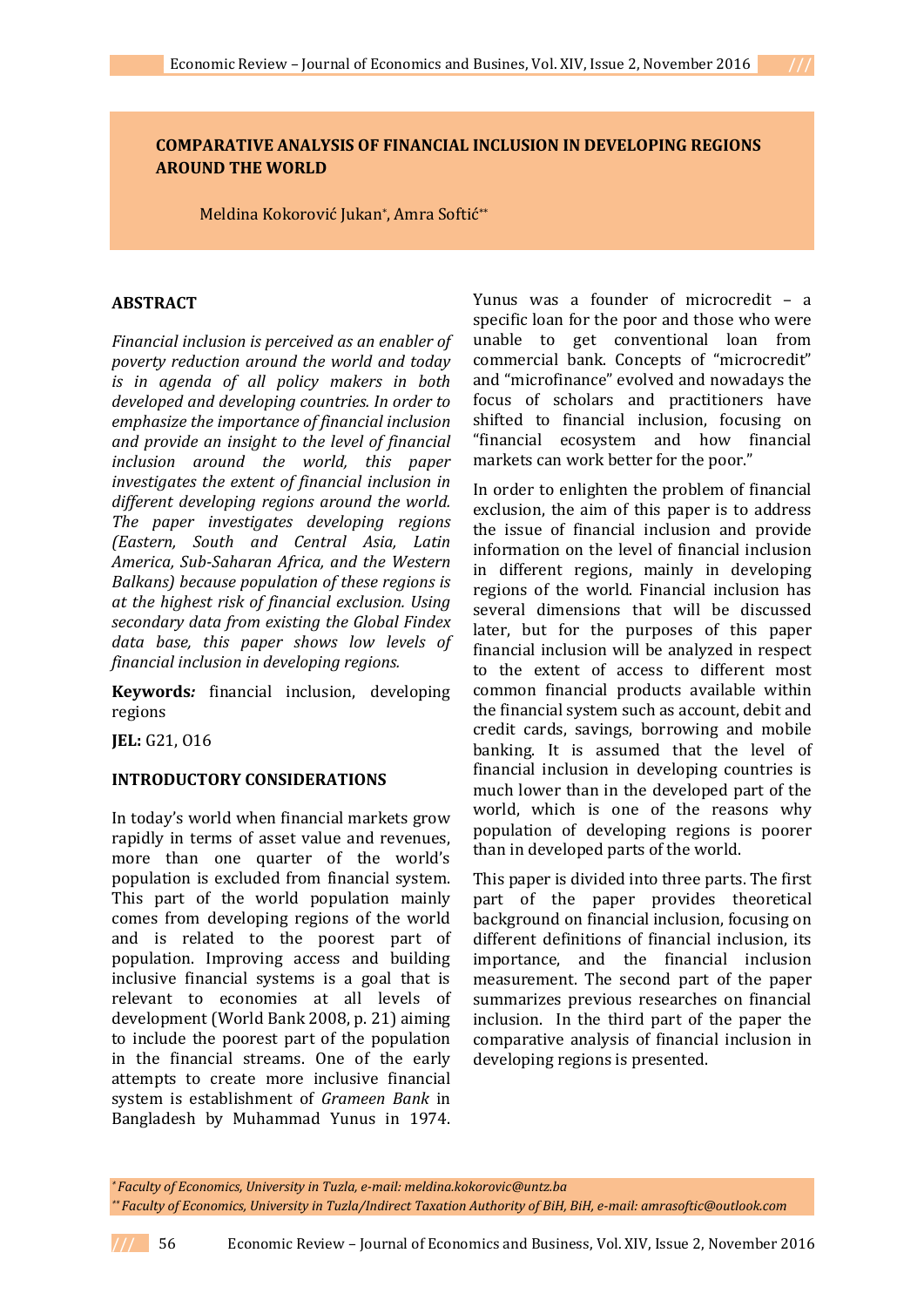# COMPARATIVE ANALYSIS OF FINANCIAL INCLUSION IN DEVELOPING REGIONS AROUND THE WORLD

Meldina Kokorović Jukan[*], Amra Softić[**]

## ABSTRACT

*Financial inclusion is perceived as an enabler of poverty reduction around the world and today is in agenda of all policy makers in both developed and developing countries. In order to emphasize the importance of financial inclusion and provide an insight to the level of financial inclusion around the world, this paper investigates the extent of financial inclusion in different developing regions around the world. The paper investigates developing regions (Eastern, South and Central Asia, Latin America, Sub-Saharan Africa, and the Western Balkans) because population of these regions is at the highest risk of financial exclusion. Using secondary data from existing the Global Findex data base, this paper shows low levels of financial inclusion in developing regions.*

**Keywords***:* financial inclusion, developing regions

**JEL:** G21, O16

## INTRODUCTORY CONSIDERATIONS

In today's world when financial markets grow rapidly in terms of asset value and revenues, more than one quarter of the world's population is excluded from financial system. This part of the world population mainly comes from developing regions of the world and is related to the poorest part of population. Improving access and building inclusive financial systems is a goal that is relevant to economies at all levels of development (World Bank 2008, p. 21) aiming to include the poorest part of the population in the financial streams. One of the early attempts to create more inclusive financial system is establishment of *Grameen Bank* in Bangladesh by Muhammad Yunus in 1974. Yunus was a founder of microcredit – a specific loan for the poor and those who were unable to get conventional loan from commercial bank. Concepts of "microcredit" and "microfinance" evolved and nowadays the focus of scholars and practitioners have shifted to financial inclusion, focusing on "financial ecosystem and how financial markets can work better for the poor."

In order to enlighten the problem of financial exclusion, the aim of this paper is to address the issue of financial inclusion and provide information on the level of financial inclusion in different regions, mainly in developing regions of the world. Financial inclusion has several dimensions that will be discussed later, but for the purposes of this paper financial inclusion will be analyzed in respect to the extent of access to different most common financial products available within the financial system such as account, debit and credit cards, savings, borrowing and mobile banking. It is assumed that the level of financial inclusion in developing countries is much lower than in the developed part of the world, which is one of the reasons why population of developing regions is poorer than in developed parts of the world.

This paper is divided into three parts. The first part of the paper provides theoretical background on financial inclusion, focusing on different definitions of financial inclusion, its importance, and the financial inclusion measurement. The second part of the paper summarizes previous researches on financial inclusion. In the third part of the paper the comparative analysis of financial inclusion in developing regions is presented.

---

[*] *Faculty of Economics, University in Tuzla, e-mail: meldina.kokorovic@untz.ba*

[**] *Faculty of Economics, University in Tuzla/Indirect Taxation Authority of BiH, BiH, e-mail: amrasoftic@outlook.com*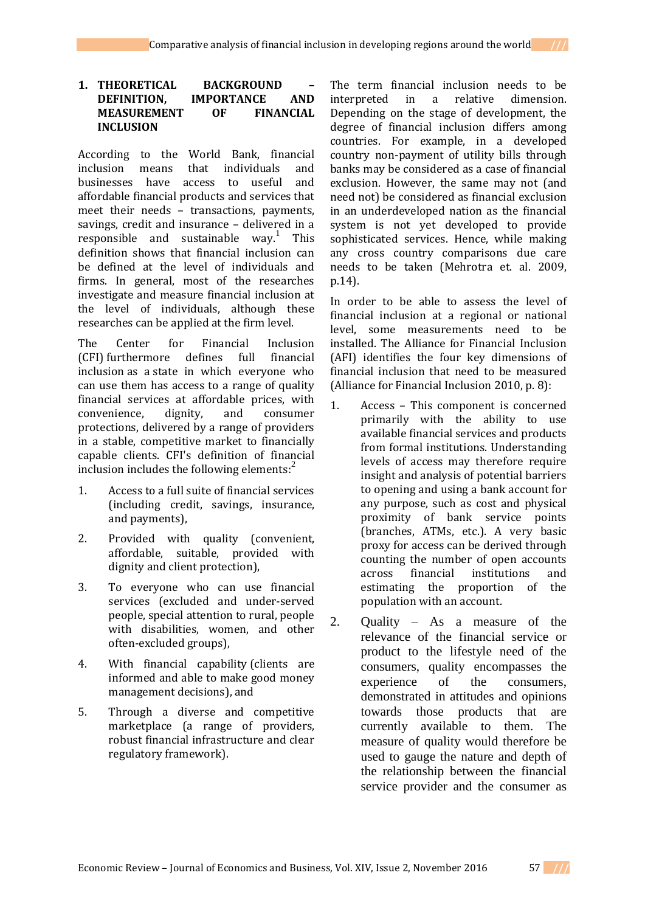## 1. THEORETICAL BACKGROUND – DEFINITION, IMPORTANCE AND MEASUREMENT OF FINANCIAL INCLUSION

According to the World Bank, financial inclusion means that individuals and businesses have access to useful and affordable financial products and services that meet their needs – transactions, payments, savings, credit and insurance – delivered in a responsible and sustainable way.[1] This definition shows that financial inclusion can be defined at the level of individuals and firms. In general, most of the researches investigate and measure financial inclusion at the level of individuals, although these researches can be applied at the firm level.

The Center for Financial Inclusion (CFI) furthermore defines full financial inclusion as a state in which everyone who can use them has access to a range of quality financial services at affordable prices, with convenience, dignity, and consumer protections, delivered by a range of providers in a stable, competitive market to financially capable clients. CFI's definition of financial inclusion includes the following elements:[2]

1. Access to a full suite of financial services (including credit, savings, insurance, and payments),
2. Provided with quality (convenient, affordable, suitable, provided with dignity and client protection),
3. To everyone who can use financial services (excluded and under-served people, special attention to rural, people with disabilities, women, and other often-excluded groups),
4. With financial capability (clients are informed and able to make good money management decisions), and
5. Through a diverse and competitive marketplace (a range of providers, robust financial infrastructure and clear regulatory framework).

The term financial inclusion needs to be interpreted in a relative dimension. Depending on the stage of development, the degree of financial inclusion differs among countries. For example, in a developed country non-payment of utility bills through banks may be considered as a case of financial exclusion. However, the same may not (and need not) be considered as financial exclusion in an underdeveloped nation as the financial system is not yet developed to provide sophisticated services. Hence, while making any cross country comparisons due care needs to be taken (Mehrotra et. al. 2009, p.14).

In order to be able to assess the level of financial inclusion at a regional or national level, some measurements need to be installed. The Alliance for Financial Inclusion (AFI) identifies the four key dimensions of financial inclusion that need to be measured (Alliance for Financial Inclusion 2010, p. 8):

1. Access – This component is concerned primarily with the ability to use available financial services and products from formal institutions. Understanding levels of access may therefore require insight and analysis of potential barriers to opening and using a bank account for any purpose, such as cost and physical proximity of bank service points (branches, ATMs, etc.). A very basic proxy for access can be derived through counting the number of open accounts across financial institutions and estimating the proportion of the population with an account.
2. Quality – As a measure of the relevance of the financial service or product to the lifestyle need of the consumers, quality encompasses the experience of the consumers, demonstrated in attitudes and opinions towards those products that are currently available to them. The measure of quality would therefore be used to gauge the nature and depth of the relationship between the financial service provider and the consumer as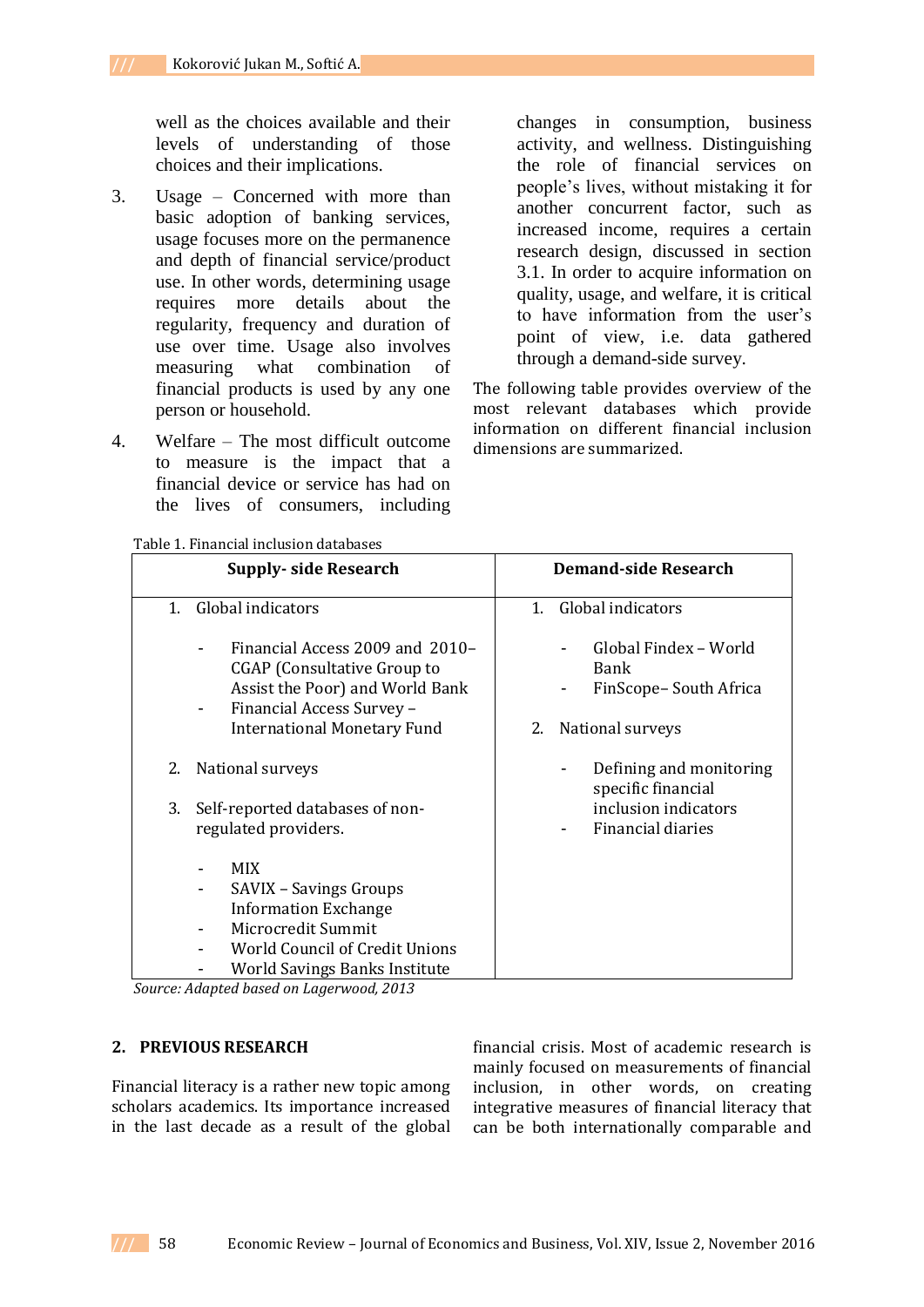well as the choices available and their levels of understanding of those choices and their implications.

3. Usage – Concerned with more than basic adoption of banking services, usage focuses more on the permanence and depth of financial service/product use. In other words, determining usage requires more details about the regularity, frequency and duration of use over time. Usage also involves measuring what combination of financial products is used by any one person or household.

4. Welfare – The most difficult outcome to measure is the impact that a financial device or service has had on the lives of consumers, including changes in consumption, business activity, and wellness. Distinguishing the role of financial services on people's lives, without mistaking it for another concurrent factor, such as increased income, requires a certain research design, discussed in section 3.1. In order to acquire information on quality, usage, and welfare, it is critical to have information from the user's point of view, i.e. data gathered through a demand-side survey.

The following table provides overview of the most relevant databases which provide information on different financial inclusion dimensions are summarized.

Table 1. Financial inclusion databases

| Supply- side Research | Demand-side Research |
|---|---|
| 1. Global indicators<br>- Financial Access 2009 and 2010– CGAP (Consultative Group to Assist the Poor) and World Bank<br>- Financial Access Survey – International Monetary Fund<br>2. National surveys<br>3. Self-reported databases of non-regulated providers.<br>- MIX<br>- SAVIX – Savings Groups Information Exchange<br>- Microcredit Summit<br>- World Council of Credit Unions<br>- World Savings Banks Institute | 1. Global indicators<br>- Global Findex – World Bank<br>- FinScope– South Africa<br>2. National surveys<br>- Defining and monitoring specific financial inclusion indicators<br>- Financial diaries |

*Source: Adapted based on Lagerwood, 2013*

## 2. PREVIOUS RESEARCH

Financial literacy is a rather new topic among scholars academics. Its importance increased in the last decade as a result of the global financial crisis. Most of academic research is mainly focused on measurements of financial inclusion, in other words, on creating integrative measures of financial literacy that can be both internationally comparable and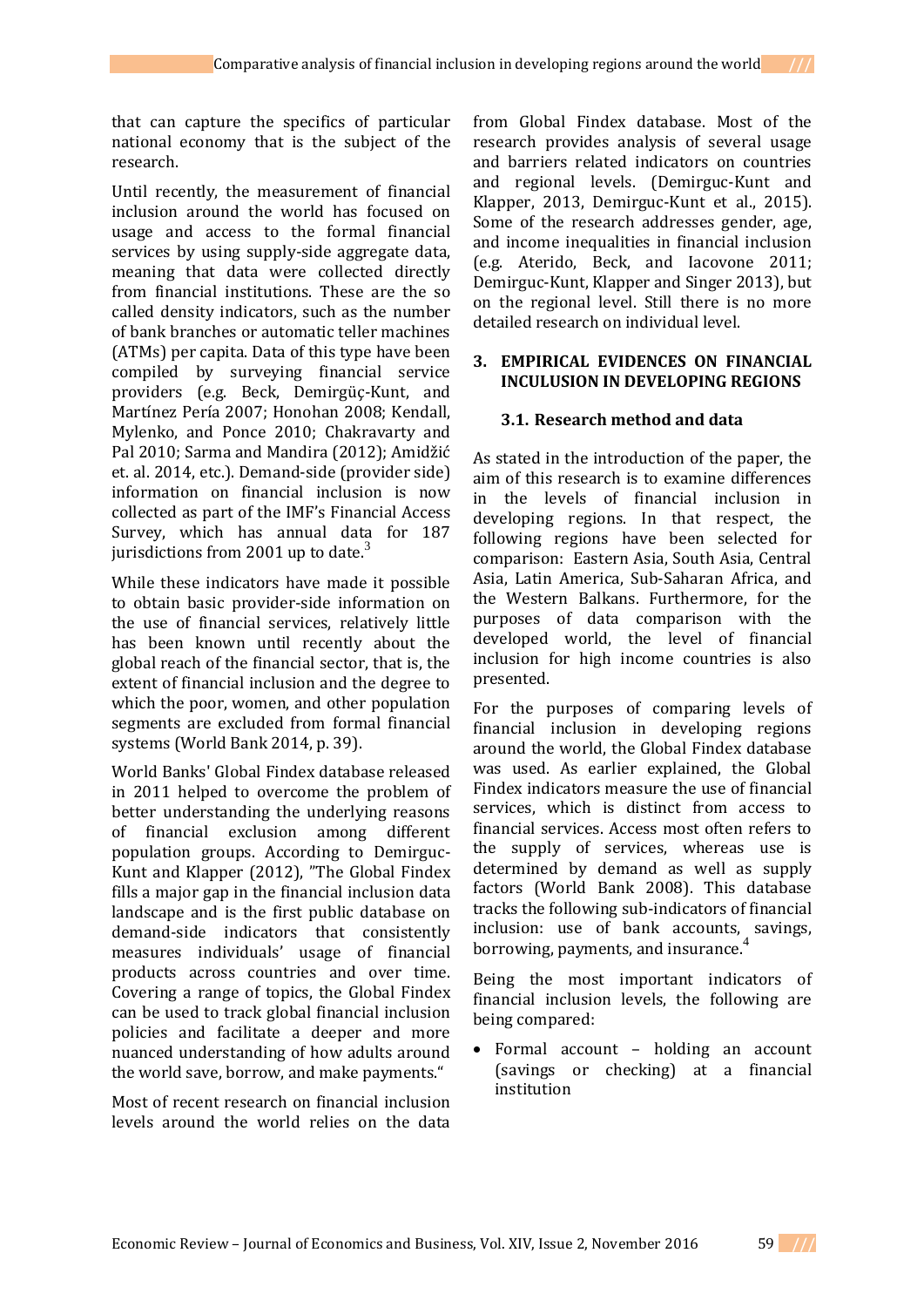that can capture the specifics of particular national economy that is the subject of the research.

Until recently, the measurement of financial inclusion around the world has focused on usage and access to the formal financial services by using supply-side aggregate data, meaning that data were collected directly from financial institutions. These are the so called density indicators, such as the number of bank branches or automatic teller machines (ATMs) per capita. Data of this type have been compiled by surveying financial service providers (e.g. Beck, Demirgüç-Kunt, and Martínez Pería 2007; Honohan 2008; Kendall, Mylenko, and Ponce 2010; Chakravarty and Pal 2010; Sarma and Mandira (2012); Amidžić et. al. 2014, etc.). Demand-side (provider side) information on financial inclusion is now collected as part of the IMF's Financial Access Survey, which has annual data for 187 jurisdictions from 2001 up to date.[3]

While these indicators have made it possible to obtain basic provider-side information on the use of financial services, relatively little has been known until recently about the global reach of the financial sector, that is, the extent of financial inclusion and the degree to which the poor, women, and other population segments are excluded from formal financial systems (World Bank 2014, p. 39).

World Banks' Global Findex database released in 2011 helped to overcome the problem of better understanding the underlying reasons of financial exclusion among different population groups. According to Demirguc-Kunt and Klapper (2012), "The Global Findex fills a major gap in the financial inclusion data landscape and is the first public database on demand-side indicators that consistently measures individuals' usage of financial products across countries and over time. Covering a range of topics, the Global Findex can be used to track global financial inclusion policies and facilitate a deeper and more nuanced understanding of how adults around the world save, borrow, and make payments."

Most of recent research on financial inclusion levels around the world relies on the data from Global Findex database. Most of the research provides analysis of several usage and barriers related indicators on countries and regional levels. (Demirguc-Kunt and Klapper, 2013, Demirguc-Kunt et al., 2015). Some of the research addresses gender, age, and income inequalities in financial inclusion (e.g. Aterido, Beck, and Iacovone 2011; Demirguc-Kunt, Klapper and Singer 2013), but on the regional level. Still there is no more detailed research on individual level.

## 3. EMPIRICAL EVIDENCES ON FINANCIAL INCLUSION IN DEVELOPING REGIONS

### 3.1. Research method and data

As stated in the introduction of the paper, the aim of this research is to examine differences in the levels of financial inclusion in developing regions. In that respect, the following regions have been selected for comparison: Eastern Asia, South Asia, Central Asia, Latin America, Sub-Saharan Africa, and the Western Balkans. Furthermore, for the purposes of data comparison with the developed world, the level of financial inclusion for high income countries is also presented.

For the purposes of comparing levels of financial inclusion in developing regions around the world, the Global Findex database was used. As earlier explained, the Global Findex indicators measure the use of financial services, which is distinct from access to financial services. Access most often refers to the supply of services, whereas use is determined by demand as well as supply factors (World Bank 2008). This database tracks the following sub-indicators of financial inclusion: use of bank accounts, savings, borrowing, payments, and insurance.[4]

Being the most important indicators of financial inclusion levels, the following are being compared:

- Formal account – holding an account (savings or checking) at a financial institution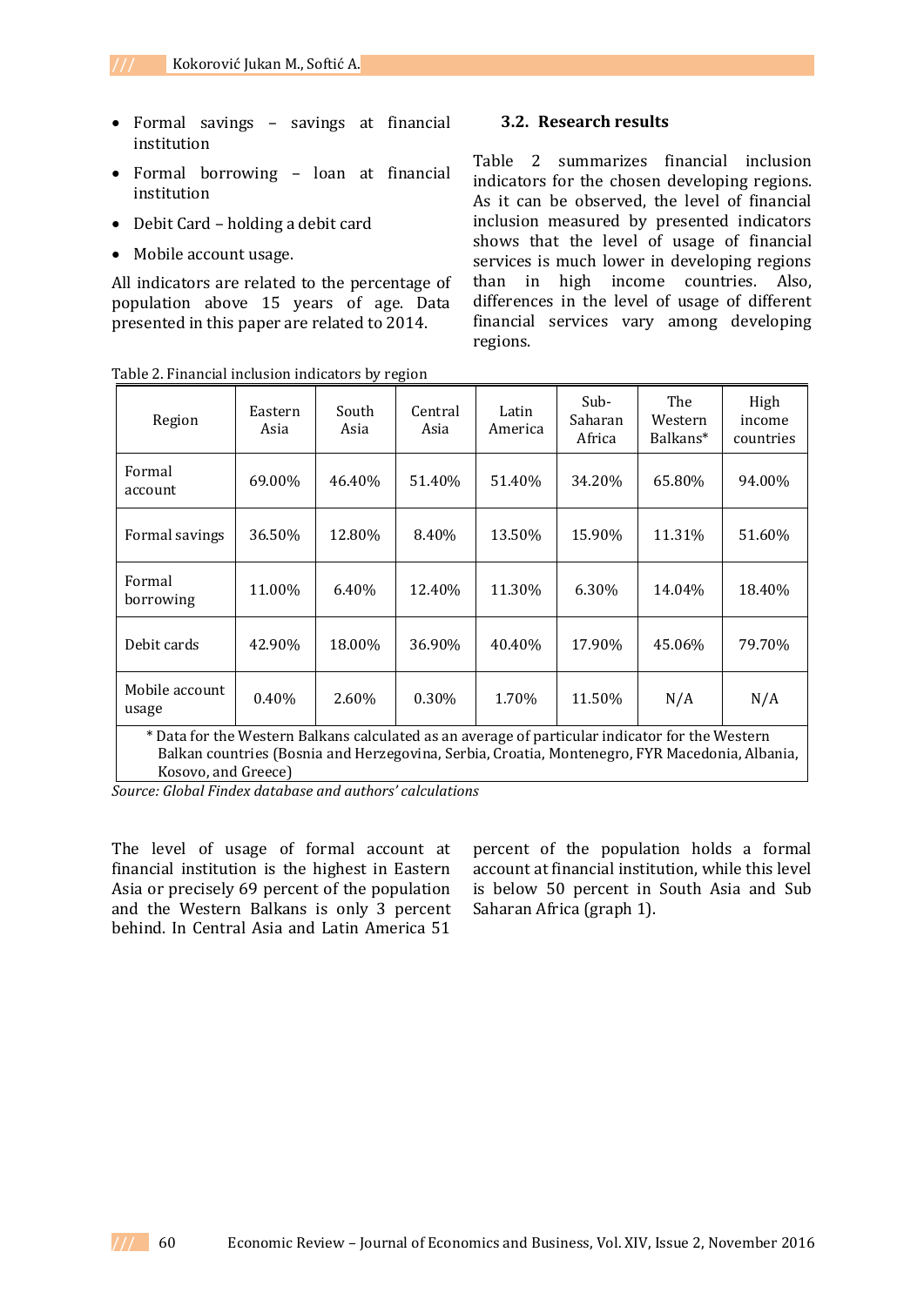- Formal savings – savings at financial institution
- Formal borrowing – loan at financial institution
- Debit Card – holding a debit card
- Mobile account usage.

All indicators are related to the percentage of population above 15 years of age. Data presented in this paper are related to 2014.

### 3.2. Research results

Table 2 summarizes financial inclusion indicators for the chosen developing regions. As it can be observed, the level of financial inclusion measured by presented indicators shows that the level of usage of financial services is much lower in developing regions than in high income countries. Also, differences in the level of usage of different financial services vary among developing regions.

Table 2. Financial inclusion indicators by region

| Region | Eastern Asia | South Asia | Central Asia | Latin America | Sub-Saharan Africa | The Western Balkans* | High income countries |
|---|---|---|---|---|---|---|---|
| Formal account | 69.00% | 46.40% | 51.40% | 51.40% | 34.20% | 65.80% | 94.00% |
| Formal savings | 36.50% | 12.80% | 8.40% | 13.50% | 15.90% | 11.31% | 51.60% |
| Formal borrowing | 11.00% | 6.40% | 12.40% | 11.30% | 6.30% | 14.04% | 18.40% |
| Debit cards | 42.90% | 18.00% | 36.90% | 40.40% | 17.90% | 45.06% | 79.70% |
| Mobile account usage | 0.40% | 2.60% | 0.30% | 1.70% | 11.50% | N/A | N/A |

\* Data for the Western Balkans calculated as an average of particular indicator for the Western Balkan countries (Bosnia and Herzegovina, Serbia, Croatia, Montenegro, FYR Macedonia, Albania, Kosovo, and Greece)

*Source: Global Findex database and authors' calculations*

The level of usage of formal account at financial institution is the highest in Eastern Asia or precisely 69 percent of the population and the Western Balkans is only 3 percent behind. In Central Asia and Latin America 51 percent of the population holds a formal account at financial institution, while this level is below 50 percent in South Asia and Sub Saharan Africa (graph 1).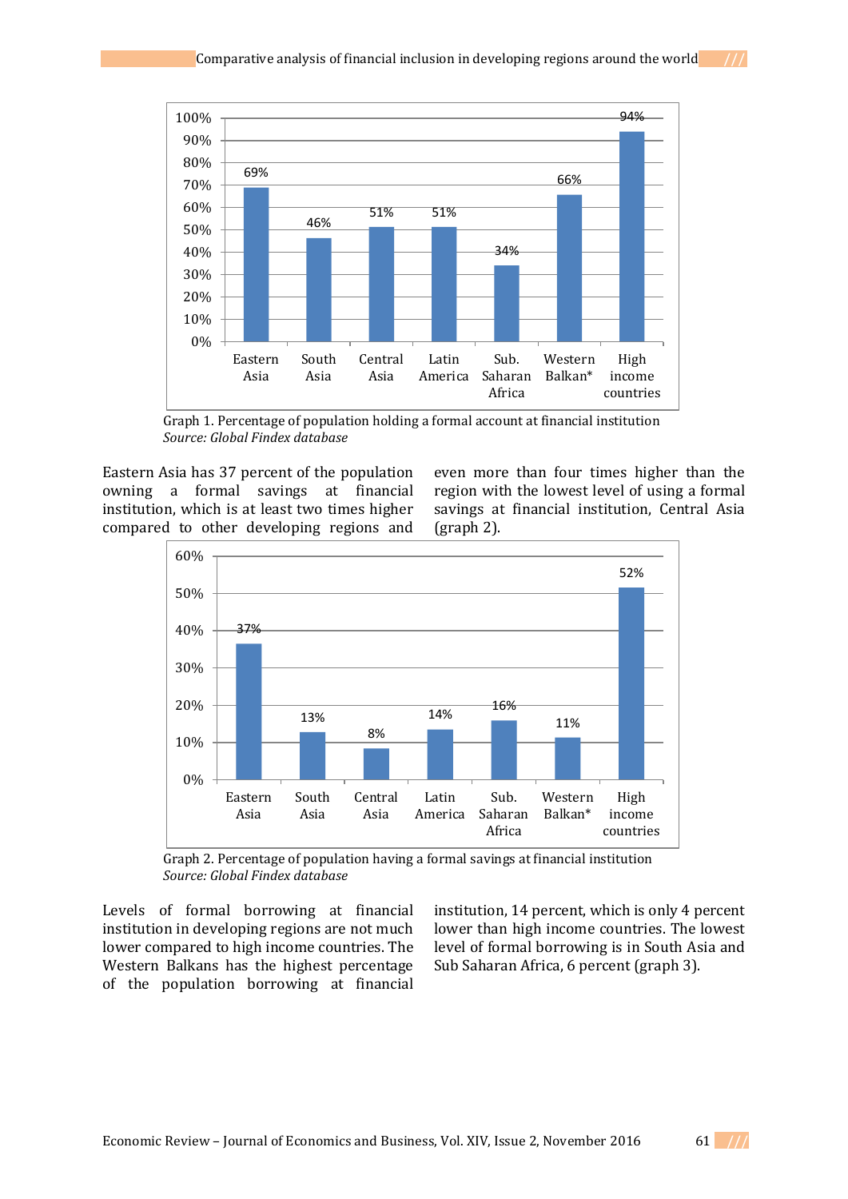| | Eastern Asia | South Asia | Central Asia | Latin America | Sub. Saharan Africa | Western Balkan* | High income countries |
|---|---|---|---|---|---|---|---|
| Percentage | 69% | 46% | 51% | 51% | 34% | 66% | 94% |

Graph 1. Percentage of population holding a formal account at financial institution
*Source: Global Findex database*

Eastern Asia has 37 percent of the population owning a formal savings at financial institution, which is at least two times higher compared to other developing regions and even more than four times higher than the region with the lowest level of using a formal savings at financial institution, Central Asia (graph 2).

| | Eastern Asia | South Asia | Central Asia | Latin America | Sub. Saharan Africa | Western Balkan* | High income countries |
|---|---|---|---|---|---|---|---|
| Percentage | 37% | 13% | 8% | 14% | 16% | 11% | 52% |

Graph 2. Percentage of population having a formal savings at financial institution
*Source: Global Findex database*

Levels of formal borrowing at financial institution in developing regions are not much lower compared to high income countries. The Western Balkans has the highest percentage of the population borrowing at financial institution, 14 percent, which is only 4 percent lower than high income countries. The lowest level of formal borrowing is in South Asia and Sub Saharan Africa, 6 percent (graph 3).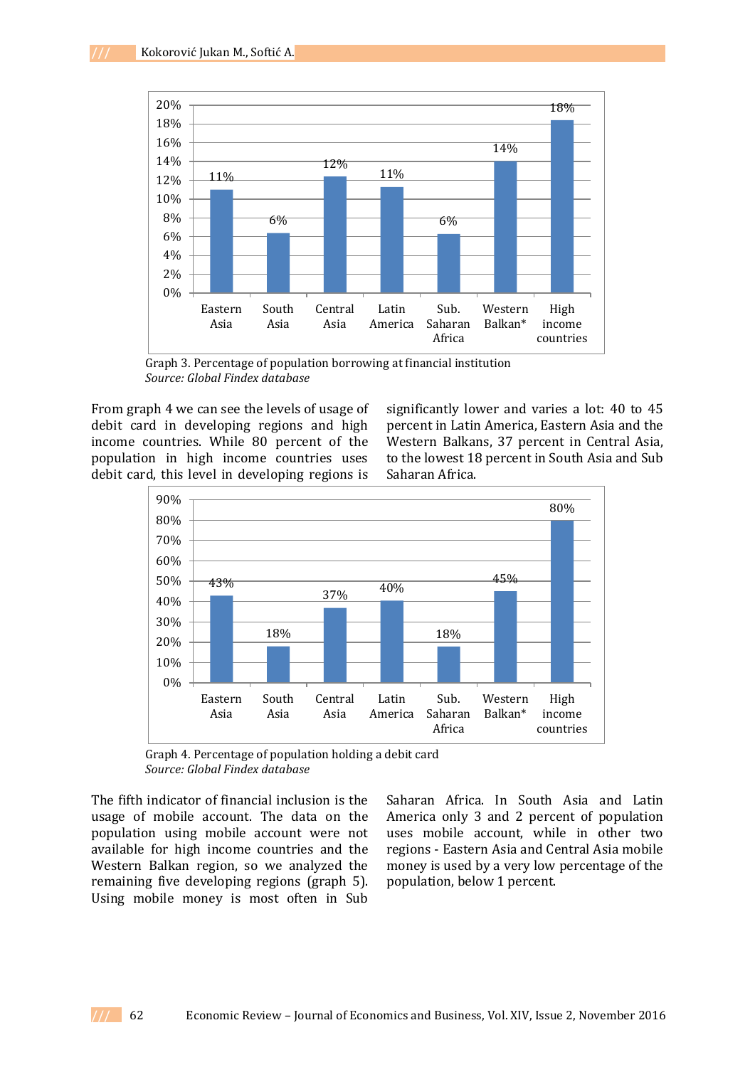| | Eastern Asia | South Asia | Central Asia | Latin America | Sub. Saharan Africa | Western Balkan* | High income countries |
|---|---|---|---|---|---|---|---|
| Percentage | 11% | 6% | 12% | 11% | 6% | 14% | 18% |

Graph 3. Percentage of population borrowing at financial institution
*Source: Global Findex database*

From graph 4 we can see the levels of usage of debit card in developing regions and high income countries. While 80 percent of the population in high income countries uses debit card, this level in developing regions is significantly lower and varies a lot: 40 to 45 percent in Latin America, Eastern Asia and the Western Balkans, 37 percent in Central Asia, to the lowest 18 percent in South Asia and Sub Saharan Africa.

| | Eastern Asia | South Asia | Central Asia | Latin America | Sub. Saharan Africa | Western Balkan* | High income countries |
|---|---|---|---|---|---|---|---|
| Percentage | 43% | 18% | 37% | 40% | 18% | 45% | 80% |

Graph 4. Percentage of population holding a debit card
*Source: Global Findex database*

The fifth indicator of financial inclusion is the usage of mobile account. The data on the population using mobile account were not available for high income countries and the Western Balkan region, so we analyzed the remaining five developing regions (graph 5). Using mobile money is most often in Sub Saharan Africa. In South Asia and Latin America only 3 and 2 percent of population uses mobile account, while in other two regions - Eastern Asia and Central Asia mobile money is used by a very low percentage of the population, below 1 percent.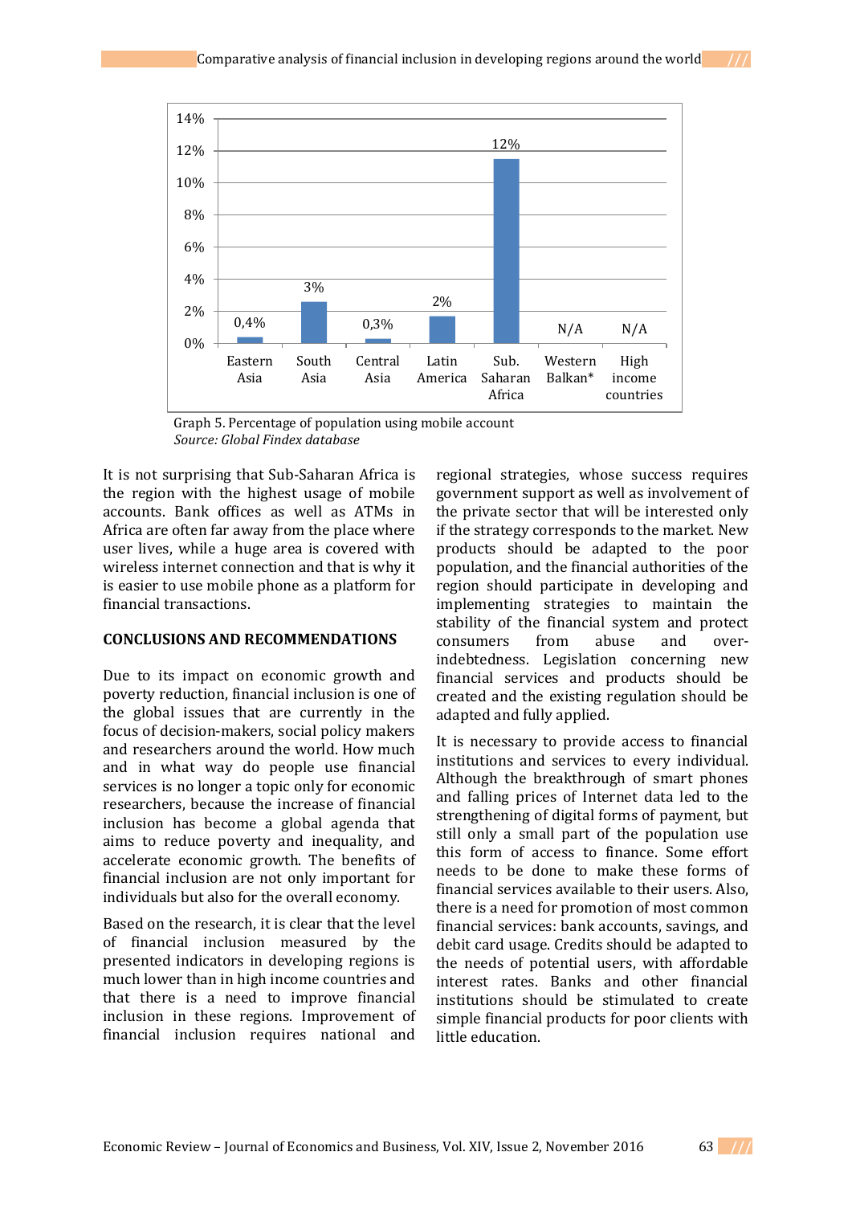| Region | Percentage |
|---|---|
| Eastern Asia | 0,4% |
| South Asia | 3% |
| Central Asia | 0,3% |
| Latin America | 2% |
| Sub. Saharan Africa | 12% |
| Western Balkan* | N/A |
| High income countries | N/A |

Graph 5. Percentage of population using mobile account
*Source: Global Findex database*

It is not surprising that Sub-Saharan Africa is the region with the highest usage of mobile accounts. Bank offices as well as ATMs in Africa are often far away from the place where user lives, while a huge area is covered with wireless internet connection and that is why it is easier to use mobile phone as a platform for financial transactions.

## CONCLUSIONS AND RECOMMENDATIONS

Due to its impact on economic growth and poverty reduction, financial inclusion is one of the global issues that are currently in the focus of decision-makers, social policy makers and researchers around the world. How much and in what way do people use financial services is no longer a topic only for economic researchers, because the increase of financial inclusion has become a global agenda that aims to reduce poverty and inequality, and accelerate economic growth. The benefits of financial inclusion are not only important for individuals but also for the overall economy.

Based on the research, it is clear that the level of financial inclusion measured by the presented indicators in developing regions is much lower than in high income countries and that there is a need to improve financial inclusion in these regions. Improvement of financial inclusion requires national and regional strategies, whose success requires government support as well as involvement of the private sector that will be interested only if the strategy corresponds to the market. New products should be adapted to the poor population, and the financial authorities of the region should participate in developing and implementing strategies to maintain the stability of the financial system and protect consumers from abuse and over-indebtedness. Legislation concerning new financial services and products should be created and the existing regulation should be adapted and fully applied.

It is necessary to provide access to financial institutions and services to every individual. Although the breakthrough of smart phones and falling prices of Internet data led to the strengthening of digital forms of payment, but still only a small part of the population use this form of access to finance. Some effort needs to be done to make these forms of financial services available to their users. Also, there is a need for promotion of most common financial services: bank accounts, savings, and debit card usage. Credits should be adapted to the needs of potential users, with affordable interest rates. Banks and other financial institutions should be stimulated to create simple financial products for poor clients with little education.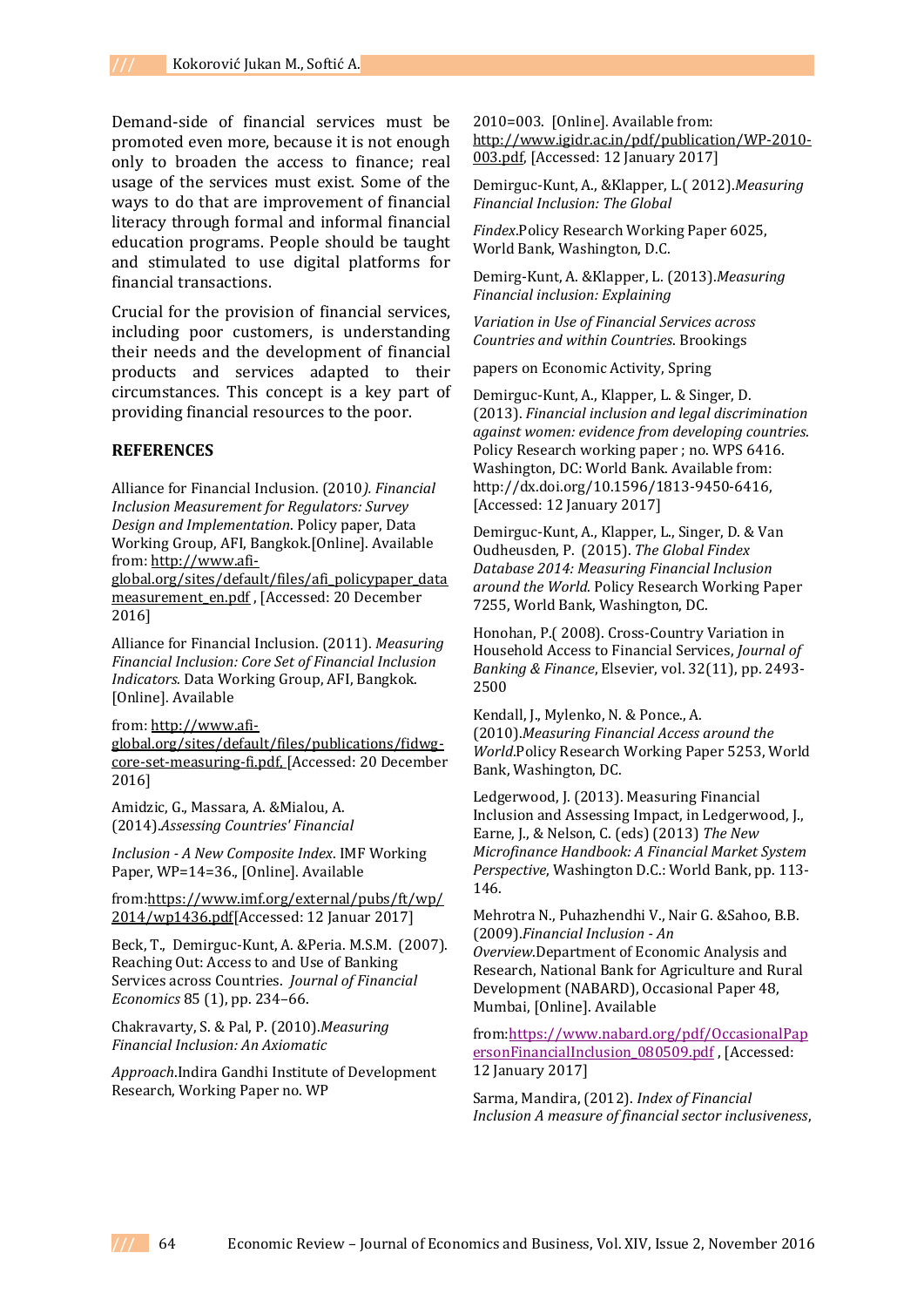Demand-side of financial services must be promoted even more, because it is not enough only to broaden the access to finance; real usage of the services must exist. Some of the ways to do that are improvement of financial literacy through formal and informal financial education programs. People should be taught and stimulated to use digital platforms for financial transactions.

Crucial for the provision of financial services, including poor customers, is understanding their needs and the development of financial products and services adapted to their circumstances. This concept is a key part of providing financial resources to the poor.

## REFERENCES

Alliance for Financial Inclusion. (2010*). Financial Inclusion Measurement for Regulators: Survey Design and Implementation*. Policy paper, Data Working Group, AFI, Bangkok.[Online]. Available from: http://www.afi-global.org/sites/default/files/afi_policypaper_datameasurement_en.pdf , [Accessed: 20 December 2016]

Alliance for Financial Inclusion. (2011). *Measuring Financial Inclusion: Core Set of Financial Inclusion Indicators.* Data Working Group, AFI, Bangkok. [Online]. Available

from: http://www.afi-global.org/sites/default/files/publications/fidwg-core-set-measuring-fi.pdf, [Accessed: 20 December 2016]

Amidzic, G., Massara, A. &Mialou, A. (2014).*Assessing Countries' Financial*

*Inclusion - A New Composite Index*. IMF Working Paper, WP=14=36., [Online]. Available

from:https://www.imf.org/external/pubs/ft/wp/2014/wp1436.pdf[Accessed: 12 Januar 2017]

Beck, T., Demirguc-Kunt, A. &Peria. M.S.M. (2007). Reaching Out: Access to and Use of Banking Services across Countries. *Journal of Financial Economics* 85 (1), pp. 234–66.

Chakravarty, S. & Pal, P. (2010).*Measuring Financial Inclusion: An Axiomatic*

*Approach*.Indira Gandhi Institute of Development Research, Working Paper no. WP

2010=003. [Online]. Available from: http://www.igidr.ac.in/pdf/publication/WP-2010-003.pdf, [Accessed: 12 January 2017]

Demirguc-Kunt, A., &Klapper, L.( 2012).*Measuring Financial Inclusion: The Global*

*Findex*.Policy Research Working Paper 6025, World Bank, Washington, D.C.

Demirg-Kunt, A. &Klapper, L. (2013).*Measuring Financial inclusion: Explaining*

*Variation in Use of Financial Services across Countries and within Countries*. Brookings

papers on Economic Activity, Spring

Demirguc-Kunt, A., Klapper, L. & Singer, D. (2013). *Financial inclusion and legal discrimination against women: evidence from developing countries*. Policy Research working paper ; no. WPS 6416. Washington, DC: World Bank. Available from: http://dx.doi.org/10.1596/1813-9450-6416, [Accessed: 12 January 2017]

Demirguc-Kunt, A., Klapper, L., Singer, D. & Van Oudheusden, P. (2015). *The Global Findex Database 2014: Measuring Financial Inclusion around the World*. Policy Research Working Paper 7255, World Bank, Washington, DC.

Honohan, P.( 2008). Cross-Country Variation in Household Access to Financial Services, *Journal of Banking & Finance*, Elsevier, vol. 32(11), pp. 2493-2500

Kendall, J., Mylenko, N. & Ponce., A. (2010).*Measuring Financial Access around the World*.Policy Research Working Paper 5253, World Bank, Washington, DC.

Ledgerwood, J. (2013). Measuring Financial Inclusion and Assessing Impact, in Ledgerwood, J., Earne, J., & Nelson, C. (eds) (2013) *The New Microfinance Handbook: A Financial Market System Perspective*, Washington D.C.: World Bank, pp. 113-146.

Mehrotra N., Puhazhendhi V., Nair G. &Sahoo, B.B. (2009).*Financial Inclusion - An Overview*.Department of Economic Analysis and Research, National Bank for Agriculture and Rural Development (NABARD), Occasional Paper 48, Mumbai, [Online]. Available

from:https://www.nabard.org/pdf/OccasionalPapersonFinancialInclusion_080509.pdf , [Accessed: 12 January 2017]

Sarma, Mandira, (2012). *Index of Financial Inclusion A measure of financial sector inclusiveness*,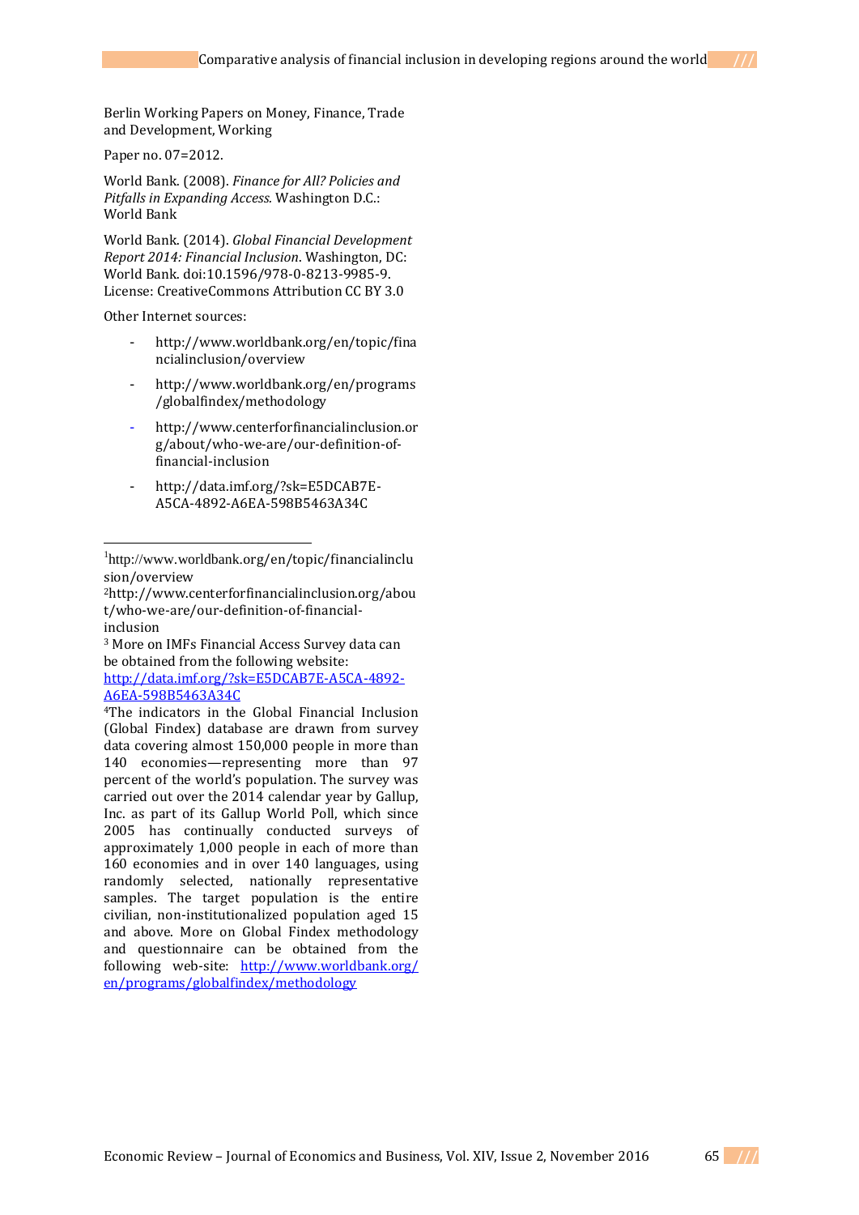Berlin Working Papers on Money, Finance, Trade and Development, Working

Paper no. 07=2012.

World Bank. (2008). *Finance for All? Policies and Pitfalls in Expanding Access.* Washington D.C.: World Bank

World Bank. (2014). *Global Financial Development Report 2014: Financial Inclusion.* Washington, DC: World Bank. doi:10.1596/978-0-8213-9985-9. License: CreativeCommons Attribution CC BY 3.0

Other Internet sources:

- http://www.worldbank.org/en/topic/financialinclusion/overview
- http://www.worldbank.org/en/programs/globalfindex/methodology
- http://www.centerforfinancialinclusion.org/about/who-we-are/our-definition-of-financial-inclusion
- http://data.imf.org/?sk=E5DCAB7E-A5CA-4892-A6EA-598B5463A34C

---

[1]http://www.worldbank.org/en/topic/financialinclusion/overview

[2]http://www.centerforfinancialinclusion.org/about/who-we-are/our-definition-of-financial-inclusion

[3] More on IMFs Financial Access Survey data can be obtained from the following website: http://data.imf.org/?sk=E5DCAB7E-A5CA-4892-A6EA-598B5463A34C

[4]The indicators in the Global Financial Inclusion (Global Findex) database are drawn from survey data covering almost 150,000 people in more than 140 economies—representing more than 97 percent of the world's population. The survey was carried out over the 2014 calendar year by Gallup, Inc. as part of its Gallup World Poll, which since 2005 has continually conducted surveys of approximately 1,000 people in each of more than 160 economies and in over 140 languages, using randomly selected, nationally representative samples. The target population is the entire civilian, non-institutionalized population aged 15 and above. More on Global Findex methodology and questionnaire can be obtained from the following web-site: http://www.worldbank.org/en/programs/globalfindex/methodology